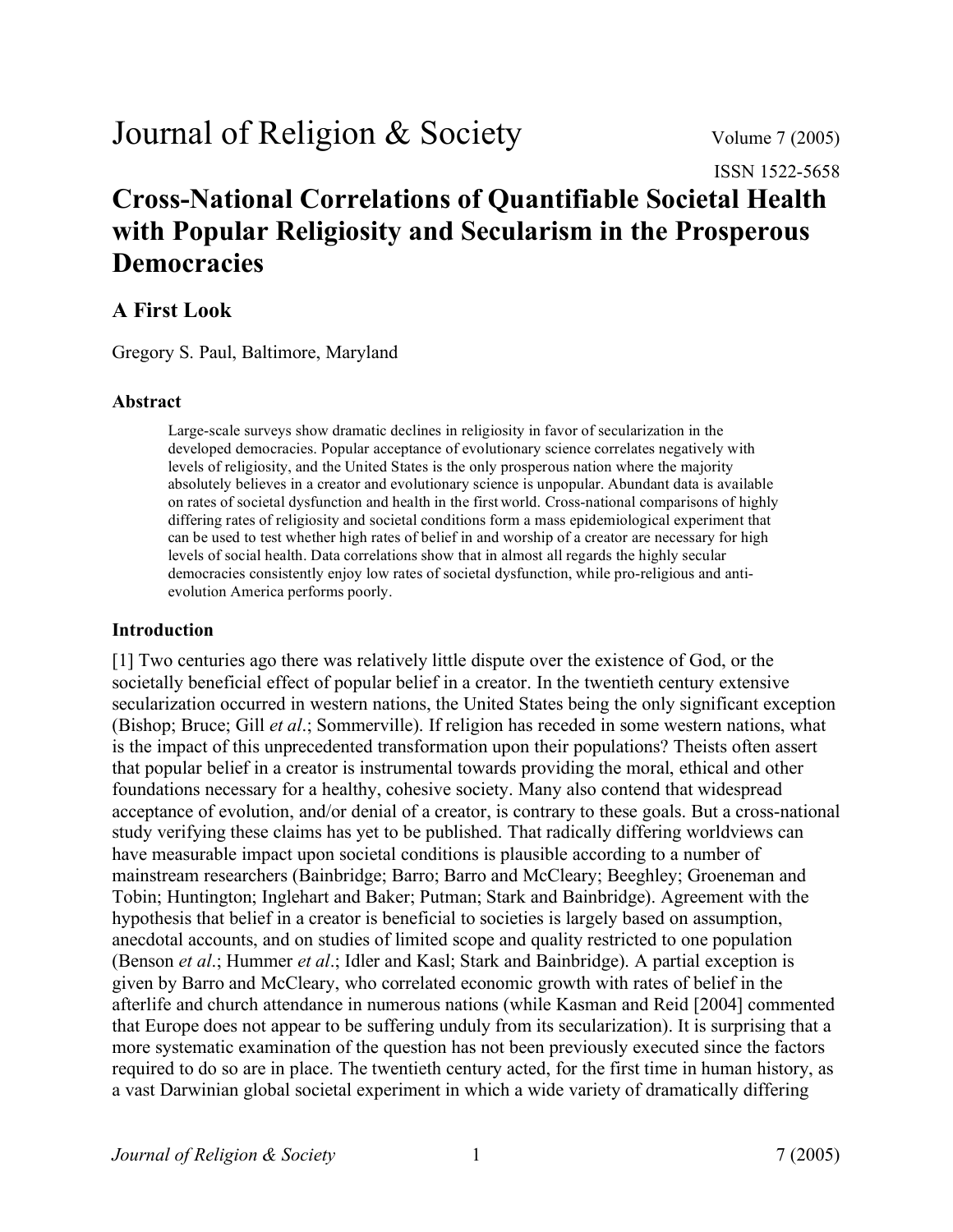# Journal of Religion & Society

Volume 7 (2005)

ISSN 1522-5658

# Cross-National Correlations of Quantifiable Societal Health with Popular Religiosity and Secularism in the Prosperous Democracies

## A First Look

Gregory S. Paul, Baltimore, Maryland

### Abstract

> Large-scale surveys show dramatic declines in religiosity in favor of secularization in the developed democracies. Popular acceptance of evolutionary science correlates negatively with levels of religiosity, and the United States is the only prosperous nation where the majority absolutely believes in a creator and evolutionary science is unpopular. Abundant data is available on rates of societal dysfunction and health in the first world. Cross-national comparisons of highly differing rates of religiosity and societal conditions form a mass epidemiological experiment that can be used to test whether high rates of belief in and worship of a creator are necessary for high levels of social health. Data correlations show that in almost all regards the highly secular democracies consistently enjoy low rates of societal dysfunction, while pro-religious and anti-evolution America performs poorly.

### Introduction

[1] Two centuries ago there was relatively little dispute over the existence of God, or the societally beneficial effect of popular belief in a creator. In the twentieth century extensive secularization occurred in western nations, the United States being the only significant exception (Bishop; Bruce; Gill *et al*.; Sommerville). If religion has receded in some western nations, what is the impact of this unprecedented transformation upon their populations? Theists often assert that popular belief in a creator is instrumental towards providing the moral, ethical and other foundations necessary for a healthy, cohesive society. Many also contend that widespread acceptance of evolution, and/or denial of a creator, is contrary to these goals. But a cross-national study verifying these claims has yet to be published. That radically differing worldviews can have measurable impact upon societal conditions is plausible according to a number of mainstream researchers (Bainbridge; Barro; Barro and McCleary; Beeghley; Groeneman and Tobin; Huntington; Inglehart and Baker; Putman; Stark and Bainbridge). Agreement with the hypothesis that belief in a creator is beneficial to societies is largely based on assumption, anecdotal accounts, and on studies of limited scope and quality restricted to one population (Benson *et al*.; Hummer *et al*.; Idler and Kasl; Stark and Bainbridge). A partial exception is given by Barro and McCleary, who correlated economic growth with rates of belief in the afterlife and church attendance in numerous nations (while Kasman and Reid [2004] commented that Europe does not appear to be suffering unduly from its secularization). It is surprising that a more systematic examination of the question has not been previously executed since the factors required to do so are in place. The twentieth century acted, for the first time in human history, as a vast Darwinian global societal experiment in which a wide variety of dramatically differing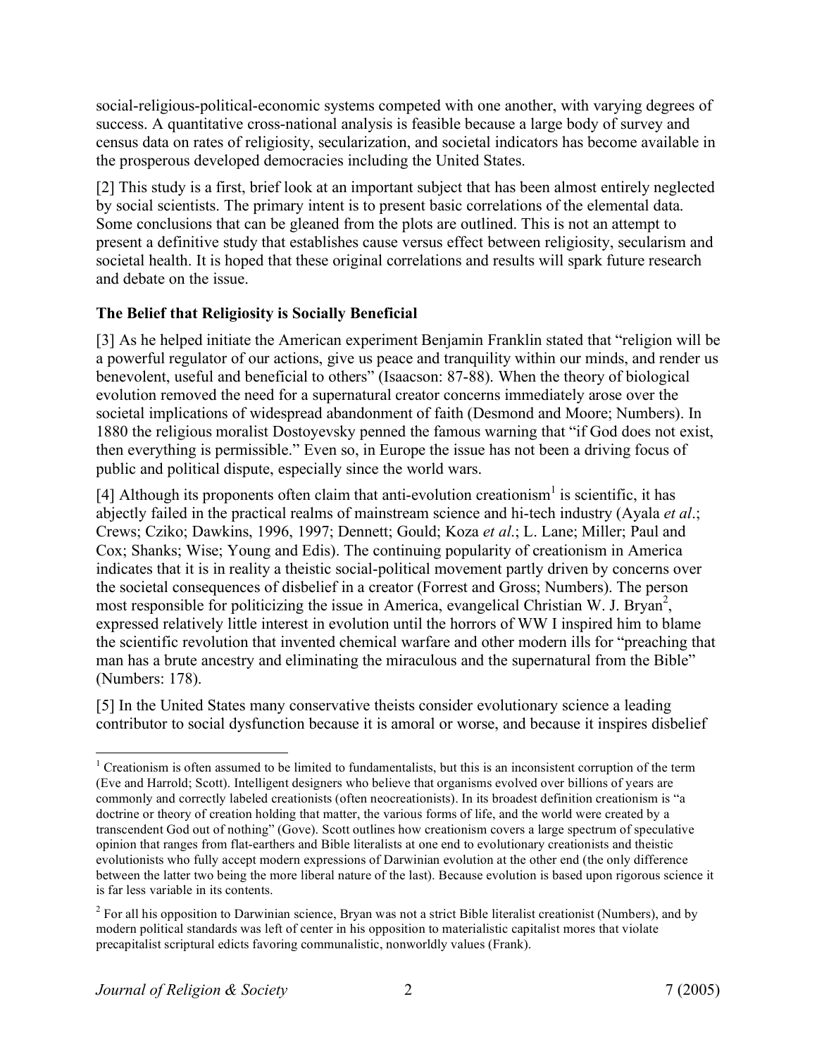social-religious-political-economic systems competed with one another, with varying degrees of success. A quantitative cross-national analysis is feasible because a large body of survey and census data on rates of religiosity, secularization, and societal indicators has become available in the prosperous developed democracies including the United States.

[2] This study is a first, brief look at an important subject that has been almost entirely neglected by social scientists. The primary intent is to present basic correlations of the elemental data. Some conclusions that can be gleaned from the plots are outlined. This is not an attempt to present a definitive study that establishes cause versus effect between religiosity, secularism and societal health. It is hoped that these original correlations and results will spark future research and debate on the issue.

### The Belief that Religiosity is Socially Beneficial

[3] As he helped initiate the American experiment Benjamin Franklin stated that "religion will be a powerful regulator of our actions, give us peace and tranquility within our minds, and render us benevolent, useful and beneficial to others" (Isaacson: 87-88). When the theory of biological evolution removed the need for a supernatural creator concerns immediately arose over the societal implications of widespread abandonment of faith (Desmond and Moore; Numbers). In 1880 the religious moralist Dostoyevsky penned the famous warning that "if God does not exist, then everything is permissible." Even so, in Europe the issue has not been a driving focus of public and political dispute, especially since the world wars.

[4] Although its proponents often claim that anti-evolution creationism[1] is scientific, it has abjectly failed in the practical realms of mainstream science and hi-tech industry (Ayala *et al*.; Crews; Cziko; Dawkins, 1996, 1997; Dennett; Gould; Koza *et al*.; L. Lane; Miller; Paul and Cox; Shanks; Wise; Young and Edis). The continuing popularity of creationism in America indicates that it is in reality a theistic social-political movement partly driven by concerns over the societal consequences of disbelief in a creator (Forrest and Gross; Numbers). The person most responsible for politicizing the issue in America, evangelical Christian W. J. Bryan[2], expressed relatively little interest in evolution until the horrors of WW I inspired him to blame the scientific revolution that invented chemical warfare and other modern ills for "preaching that man has a brute ancestry and eliminating the miraculous and the supernatural from the Bible" (Numbers: 178).

[5] In the United States many conservative theists consider evolutionary science a leading contributor to social dysfunction because it is amoral or worse, and because it inspires disbelief

---

[1] Creationism is often assumed to be limited to fundamentalists, but this is an inconsistent corruption of the term (Eve and Harrold; Scott). Intelligent designers who believe that organisms evolved over billions of years are commonly and correctly labeled creationists (often neocreationists). In its broadest definition creationism is "a doctrine or theory of creation holding that matter, the various forms of life, and the world were created by a transcendent God out of nothing" (Gove). Scott outlines how creationism covers a large spectrum of speculative opinion that ranges from flat-earthers and Bible literalists at one end to evolutionary creationists and theistic evolutionists who fully accept modern expressions of Darwinian evolution at the other end (the only difference between the latter two being the more liberal nature of the last). Because evolution is based upon rigorous science it is far less variable in its contents.

[2] For all his opposition to Darwinian science, Bryan was not a strict Bible literalist creationist (Numbers), and by modern political standards was left of center in his opposition to materialistic capitalist mores that violate precapitalist scriptural edicts favoring communalistic, nonworldly values (Frank).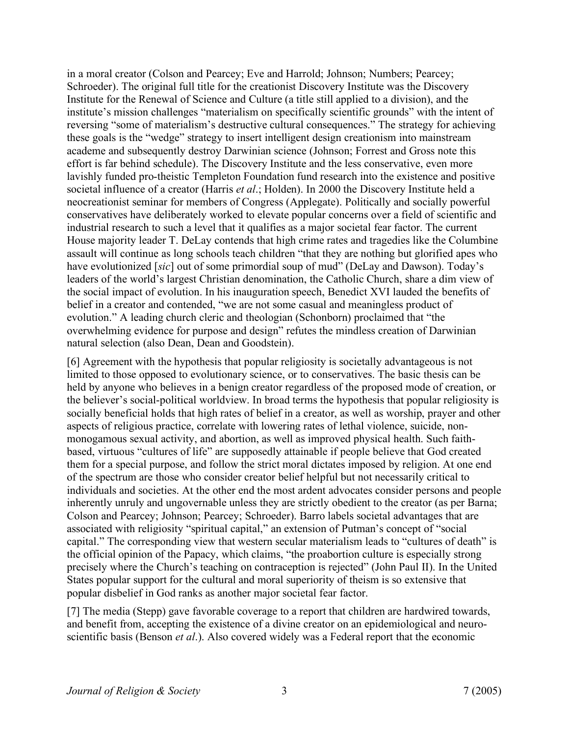in a moral creator (Colson and Pearcey; Eve and Harrold; Johnson; Numbers; Pearcey; Schroeder). The original full title for the creationist Discovery Institute was the Discovery Institute for the Renewal of Science and Culture (a title still applied to a division), and the institute's mission challenges "materialism on specifically scientific grounds" with the intent of reversing "some of materialism's destructive cultural consequences." The strategy for achieving these goals is the "wedge" strategy to insert intelligent design creationism into mainstream academe and subsequently destroy Darwinian science (Johnson; Forrest and Gross note this effort is far behind schedule). The Discovery Institute and the less conservative, even more lavishly funded pro-theistic Templeton Foundation fund research into the existence and positive societal influence of a creator (Harris *et al*.; Holden). In 2000 the Discovery Institute held a neocreationist seminar for members of Congress (Applegate). Politically and socially powerful conservatives have deliberately worked to elevate popular concerns over a field of scientific and industrial research to such a level that it qualifies as a major societal fear factor. The current House majority leader T. DeLay contends that high crime rates and tragedies like the Columbine assault will continue as long schools teach children "that they are nothing but glorified apes who have evolutionized [*sic*] out of some primordial soup of mud" (DeLay and Dawson). Today's leaders of the world's largest Christian denomination, the Catholic Church, share a dim view of the social impact of evolution. In his inauguration speech, Benedict XVI lauded the benefits of belief in a creator and contended, "we are not some casual and meaningless product of evolution." A leading church cleric and theologian (Schonborn) proclaimed that "the overwhelming evidence for purpose and design" refutes the mindless creation of Darwinian natural selection (also Dean, Dean and Goodstein).

[6] Agreement with the hypothesis that popular religiosity is societally advantageous is not limited to those opposed to evolutionary science, or to conservatives. The basic thesis can be held by anyone who believes in a benign creator regardless of the proposed mode of creation, or the believer's social-political worldview. In broad terms the hypothesis that popular religiosity is socially beneficial holds that high rates of belief in a creator, as well as worship, prayer and other aspects of religious practice, correlate with lowering rates of lethal violence, suicide, non-monogamous sexual activity, and abortion, as well as improved physical health. Such faith-based, virtuous "cultures of life" are supposedly attainable if people believe that God created them for a special purpose, and follow the strict moral dictates imposed by religion. At one end of the spectrum are those who consider creator belief helpful but not necessarily critical to individuals and societies. At the other end the most ardent advocates consider persons and people inherently unruly and ungovernable unless they are strictly obedient to the creator (as per Barna; Colson and Pearcey; Johnson; Pearcey; Schroeder). Barro labels societal advantages that are associated with religiosity "spiritual capital," an extension of Putman's concept of "social capital." The corresponding view that western secular materialism leads to "cultures of death" is the official opinion of the Papacy, which claims, "the proabortion culture is especially strong precisely where the Church's teaching on contraception is rejected" (John Paul II). In the United States popular support for the cultural and moral superiority of theism is so extensive that popular disbelief in God ranks as another major societal fear factor.

[7] The media (Stepp) gave favorable coverage to a report that children are hardwired towards, and benefit from, accepting the existence of a divine creator on an epidemiological and neuro-scientific basis (Benson *et al*.). Also covered widely was a Federal report that the economic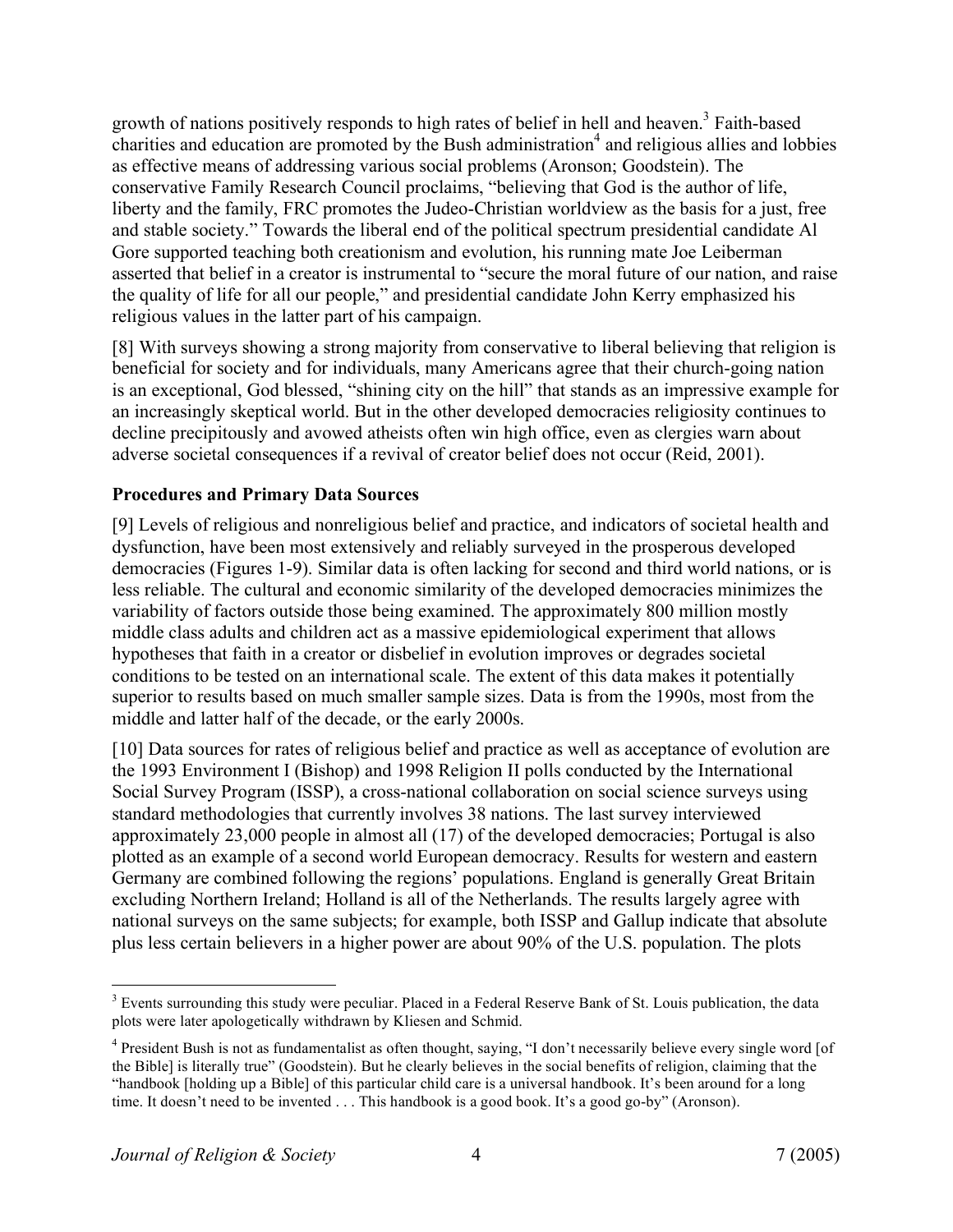growth of nations positively responds to high rates of belief in hell and heaven.[3] Faith-based charities and education are promoted by the Bush administration[4] and religious allies and lobbies as effective means of addressing various social problems (Aronson; Goodstein). The conservative Family Research Council proclaims, "believing that God is the author of life, liberty and the family, FRC promotes the Judeo-Christian worldview as the basis for a just, free and stable society." Towards the liberal end of the political spectrum presidential candidate Al Gore supported teaching both creationism and evolution, his running mate Joe Leiberman asserted that belief in a creator is instrumental to "secure the moral future of our nation, and raise the quality of life for all our people," and presidential candidate John Kerry emphasized his religious values in the latter part of his campaign.

[8] With surveys showing a strong majority from conservative to liberal believing that religion is beneficial for society and for individuals, many Americans agree that their church-going nation is an exceptional, God blessed, "shining city on the hill" that stands as an impressive example for an increasingly skeptical world. But in the other developed democracies religiosity continues to decline precipitously and avowed atheists often win high office, even as clergies warn about adverse societal consequences if a revival of creator belief does not occur (Reid, 2001).

## Procedures and Primary Data Sources

[9] Levels of religious and nonreligious belief and practice, and indicators of societal health and dysfunction, have been most extensively and reliably surveyed in the prosperous developed democracies (Figures 1-9). Similar data is often lacking for second and third world nations, or is less reliable. The cultural and economic similarity of the developed democracies minimizes the variability of factors outside those being examined. The approximately 800 million mostly middle class adults and children act as a massive epidemiological experiment that allows hypotheses that faith in a creator or disbelief in evolution improves or degrades societal conditions to be tested on an international scale. The extent of this data makes it potentially superior to results based on much smaller sample sizes. Data is from the 1990s, most from the middle and latter half of the decade, or the early 2000s.

[10] Data sources for rates of religious belief and practice as well as acceptance of evolution are the 1993 Environment I (Bishop) and 1998 Religion II polls conducted by the International Social Survey Program (ISSP), a cross-national collaboration on social science surveys using standard methodologies that currently involves 38 nations. The last survey interviewed approximately 23,000 people in almost all (17) of the developed democracies; Portugal is also plotted as an example of a second world European democracy. Results for western and eastern Germany are combined following the regions' populations. England is generally Great Britain excluding Northern Ireland; Holland is all of the Netherlands. The results largely agree with national surveys on the same subjects; for example, both ISSP and Gallup indicate that absolute plus less certain believers in a higher power are about 90% of the U.S. population. The plots

---

[3] Events surrounding this study were peculiar. Placed in a Federal Reserve Bank of St. Louis publication, the data plots were later apologetically withdrawn by Kliesen and Schmid.

[4] President Bush is not as fundamentalist as often thought, saying, "I don't necessarily believe every single word [of the Bible] is literally true" (Goodstein). But he clearly believes in the social benefits of religion, claiming that the "handbook [holding up a Bible] of this particular child care is a universal handbook. It's been around for a long time. It doesn't need to be invented . . . This handbook is a good book. It's a good go-by" (Aronson).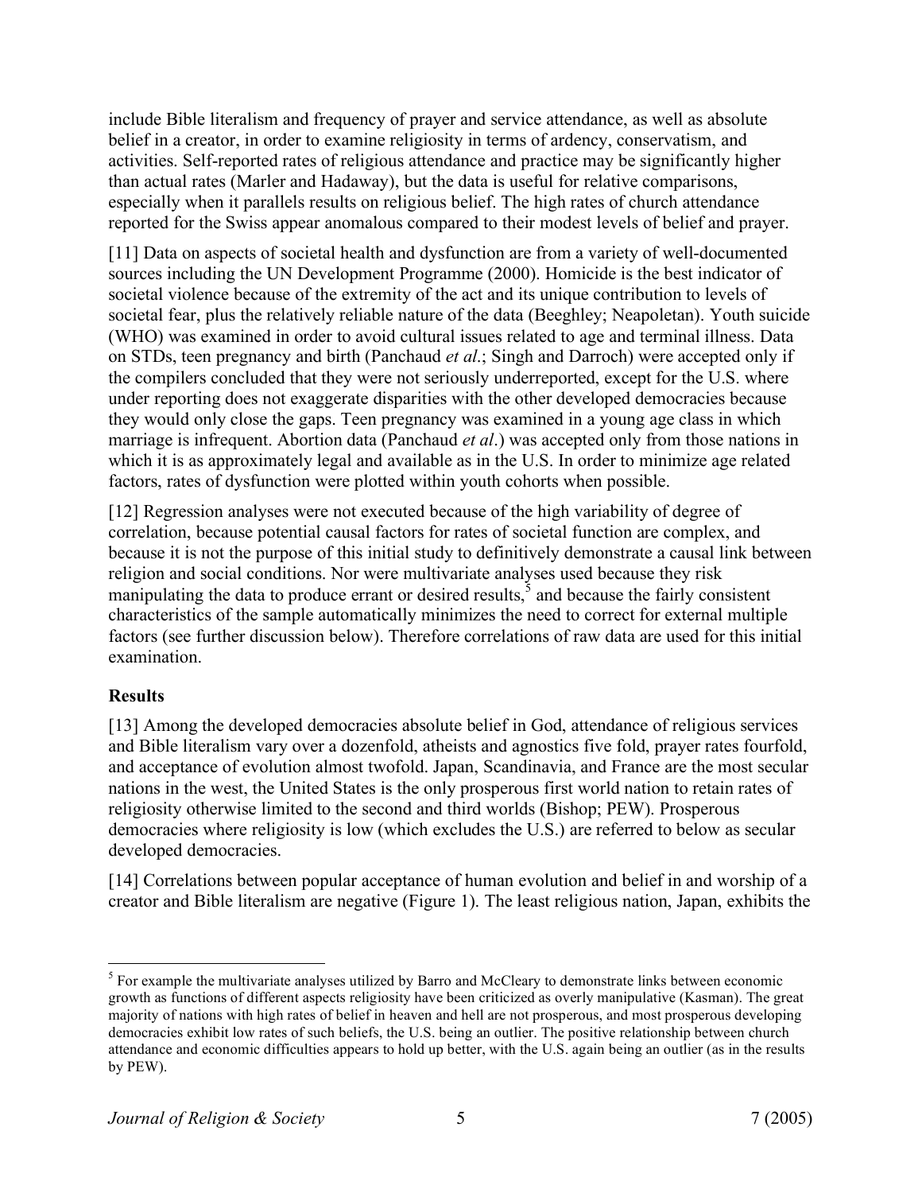include Bible literalism and frequency of prayer and service attendance, as well as absolute belief in a creator, in order to examine religiosity in terms of ardency, conservatism, and activities. Self-reported rates of religious attendance and practice may be significantly higher than actual rates (Marler and Hadaway), but the data is useful for relative comparisons, especially when it parallels results on religious belief. The high rates of church attendance reported for the Swiss appear anomalous compared to their modest levels of belief and prayer.

[11] Data on aspects of societal health and dysfunction are from a variety of well-documented sources including the UN Development Programme (2000). Homicide is the best indicator of societal violence because of the extremity of the act and its unique contribution to levels of societal fear, plus the relatively reliable nature of the data (Beeghley; Neapoletan). Youth suicide (WHO) was examined in order to avoid cultural issues related to age and terminal illness. Data on STDs, teen pregnancy and birth (Panchaud *et al*.; Singh and Darroch) were accepted only if the compilers concluded that they were not seriously underreported, except for the U.S. where under reporting does not exaggerate disparities with the other developed democracies because they would only close the gaps. Teen pregnancy was examined in a young age class in which marriage is infrequent. Abortion data (Panchaud *et al*.) was accepted only from those nations in which it is as approximately legal and available as in the U.S. In order to minimize age related factors, rates of dysfunction were plotted within youth cohorts when possible.

[12] Regression analyses were not executed because of the high variability of degree of correlation, because potential causal factors for rates of societal function are complex, and because it is not the purpose of this initial study to definitively demonstrate a causal link between religion and social conditions. Nor were multivariate analyses used because they risk manipulating the data to produce errant or desired results,[5] and because the fairly consistent characteristics of the sample automatically minimizes the need to correct for external multiple factors (see further discussion below). Therefore correlations of raw data are used for this initial examination.

## Results

[13] Among the developed democracies absolute belief in God, attendance of religious services and Bible literalism vary over a dozenfold, atheists and agnostics five fold, prayer rates fourfold, and acceptance of evolution almost twofold. Japan, Scandinavia, and France are the most secular nations in the west, the United States is the only prosperous first world nation to retain rates of religiosity otherwise limited to the second and third worlds (Bishop; PEW). Prosperous democracies where religiosity is low (which excludes the U.S.) are referred to below as secular developed democracies.

[14] Correlations between popular acceptance of human evolution and belief in and worship of a creator and Bible literalism are negative (Figure 1). The least religious nation, Japan, exhibits the

[5] For example the multivariate analyses utilized by Barro and McCleary to demonstrate links between economic growth as functions of different aspects religiosity have been criticized as overly manipulative (Kasman). The great majority of nations with high rates of belief in heaven and hell are not prosperous, and most prosperous developing democracies exhibit low rates of such beliefs, the U.S. being an outlier. The positive relationship between church attendance and economic difficulties appears to hold up better, with the U.S. again being an outlier (as in the results by PEW).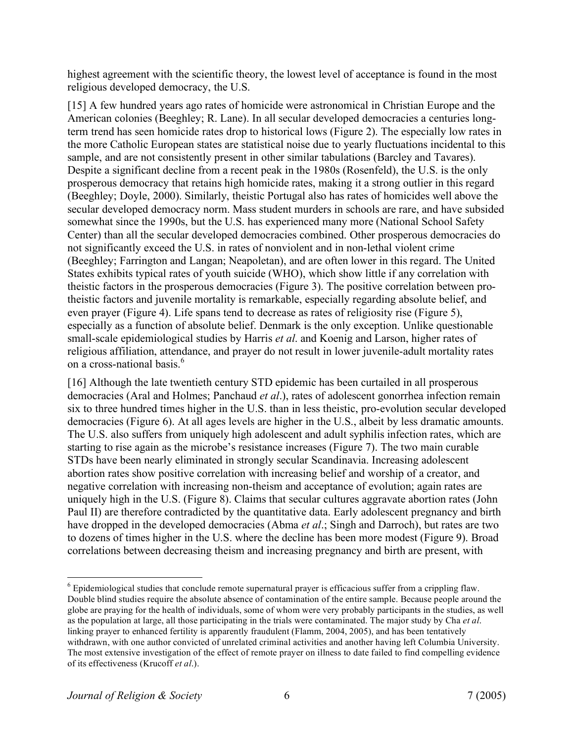highest agreement with the scientific theory, the lowest level of acceptance is found in the most religious developed democracy, the U.S.

[15] A few hundred years ago rates of homicide were astronomical in Christian Europe and the American colonies (Beeghley; R. Lane). In all secular developed democracies a centuries long-term trend has seen homicide rates drop to historical lows (Figure 2). The especially low rates in the more Catholic European states are statistical noise due to yearly fluctuations incidental to this sample, and are not consistently present in other similar tabulations (Barcley and Tavares). Despite a significant decline from a recent peak in the 1980s (Rosenfeld), the U.S. is the only prosperous democracy that retains high homicide rates, making it a strong outlier in this regard (Beeghley; Doyle, 2000). Similarly, theistic Portugal also has rates of homicides well above the secular developed democracy norm. Mass student murders in schools are rare, and have subsided somewhat since the 1990s, but the U.S. has experienced many more (National School Safety Center) than all the secular developed democracies combined. Other prosperous democracies do not significantly exceed the U.S. in rates of nonviolent and in non-lethal violent crime (Beeghley; Farrington and Langan; Neapoletan), and are often lower in this regard. The United States exhibits typical rates of youth suicide (WHO), which show little if any correlation with theistic factors in the prosperous democracies (Figure 3). The positive correlation between pro-theistic factors and juvenile mortality is remarkable, especially regarding absolute belief, and even prayer (Figure 4). Life spans tend to decrease as rates of religiosity rise (Figure 5), especially as a function of absolute belief. Denmark is the only exception. Unlike questionable small-scale epidemiological studies by Harris *et al*. and Koenig and Larson, higher rates of religious affiliation, attendance, and prayer do not result in lower juvenile-adult mortality rates on a cross-national basis.[6]

[16] Although the late twentieth century STD epidemic has been curtailed in all prosperous democracies (Aral and Holmes; Panchaud *et al*.), rates of adolescent gonorrhea infection remain six to three hundred times higher in the U.S. than in less theistic, pro-evolution secular developed democracies (Figure 6). At all ages levels are higher in the U.S., albeit by less dramatic amounts. The U.S. also suffers from uniquely high adolescent and adult syphilis infection rates, which are starting to rise again as the microbe's resistance increases (Figure 7). The two main curable STDs have been nearly eliminated in strongly secular Scandinavia. Increasing adolescent abortion rates show positive correlation with increasing belief and worship of a creator, and negative correlation with increasing non-theism and acceptance of evolution; again rates are uniquely high in the U.S. (Figure 8). Claims that secular cultures aggravate abortion rates (John Paul II) are therefore contradicted by the quantitative data. Early adolescent pregnancy and birth have dropped in the developed democracies (Abma *et al*.; Singh and Darroch), but rates are two to dozens of times higher in the U.S. where the decline has been more modest (Figure 9). Broad correlations between decreasing theism and increasing pregnancy and birth are present, with

---

[6] Epidemiological studies that conclude remote supernatural prayer is efficacious suffer from a crippling flaw. Double blind studies require the absolute absence of contamination of the entire sample. Because people around the globe are praying for the health of individuals, some of whom were very probably participants in the studies, as well as the population at large, all those participating in the trials were contaminated. The major study by Cha *et al*. linking prayer to enhanced fertility is apparently fraudulent (Flamm, 2004, 2005), and has been tentatively withdrawn, with one author convicted of unrelated criminal activities and another having left Columbia University. The most extensive investigation of the effect of remote prayer on illness to date failed to find compelling evidence of its effectiveness (Krucoff *et al*.).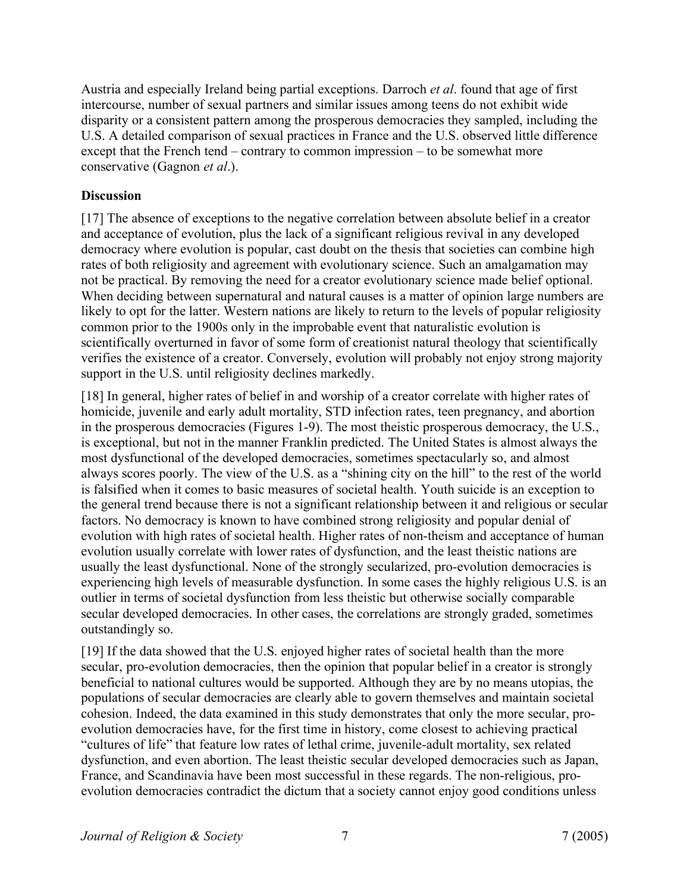Austria and especially Ireland being partial exceptions. Darroch *et al*. found that age of first intercourse, number of sexual partners and similar issues among teens do not exhibit wide disparity or a consistent pattern among the prosperous democracies they sampled, including the U.S. A detailed comparison of sexual practices in France and the U.S. observed little difference except that the French tend – contrary to common impression – to be somewhat more conservative (Gagnon *et al*.).

**Discussion**

[17] The absence of exceptions to the negative correlation between absolute belief in a creator and acceptance of evolution, plus the lack of a significant religious revival in any developed democracy where evolution is popular, cast doubt on the thesis that societies can combine high rates of both religiosity and agreement with evolutionary science. Such an amalgamation may not be practical. By removing the need for a creator evolutionary science made belief optional. When deciding between supernatural and natural causes is a matter of opinion large numbers are likely to opt for the latter. Western nations are likely to return to the levels of popular religiosity common prior to the 1900s only in the improbable event that naturalistic evolution is scientifically overturned in favor of some form of creationist natural theology that scientifically verifies the existence of a creator. Conversely, evolution will probably not enjoy strong majority support in the U.S. until religiosity declines markedly.

[18] In general, higher rates of belief in and worship of a creator correlate with higher rates of homicide, juvenile and early adult mortality, STD infection rates, teen pregnancy, and abortion in the prosperous democracies (Figures 1-9). The most theistic prosperous democracy, the U.S., is exceptional, but not in the manner Franklin predicted. The United States is almost always the most dysfunctional of the developed democracies, sometimes spectacularly so, and almost always scores poorly. The view of the U.S. as a "shining city on the hill" to the rest of the world is falsified when it comes to basic measures of societal health. Youth suicide is an exception to the general trend because there is not a significant relationship between it and religious or secular factors. No democracy is known to have combined strong religiosity and popular denial of evolution with high rates of societal health. Higher rates of non-theism and acceptance of human evolution usually correlate with lower rates of dysfunction, and the least theistic nations are usually the least dysfunctional. None of the strongly secularized, pro-evolution democracies is experiencing high levels of measurable dysfunction. In some cases the highly religious U.S. is an outlier in terms of societal dysfunction from less theistic but otherwise socially comparable secular developed democracies. In other cases, the correlations are strongly graded, sometimes outstandingly so.

[19] If the data showed that the U.S. enjoyed higher rates of societal health than the more secular, pro-evolution democracies, then the opinion that popular belief in a creator is strongly beneficial to national cultures would be supported. Although they are by no means utopias, the populations of secular democracies are clearly able to govern themselves and maintain societal cohesion. Indeed, the data examined in this study demonstrates that only the more secular, pro-evolution democracies have, for the first time in history, come closest to achieving practical "cultures of life" that feature low rates of lethal crime, juvenile-adult mortality, sex related dysfunction, and even abortion. The least theistic secular developed democracies such as Japan, France, and Scandinavia have been most successful in these regards. The non-religious, pro-evolution democracies contradict the dictum that a society cannot enjoy good conditions unless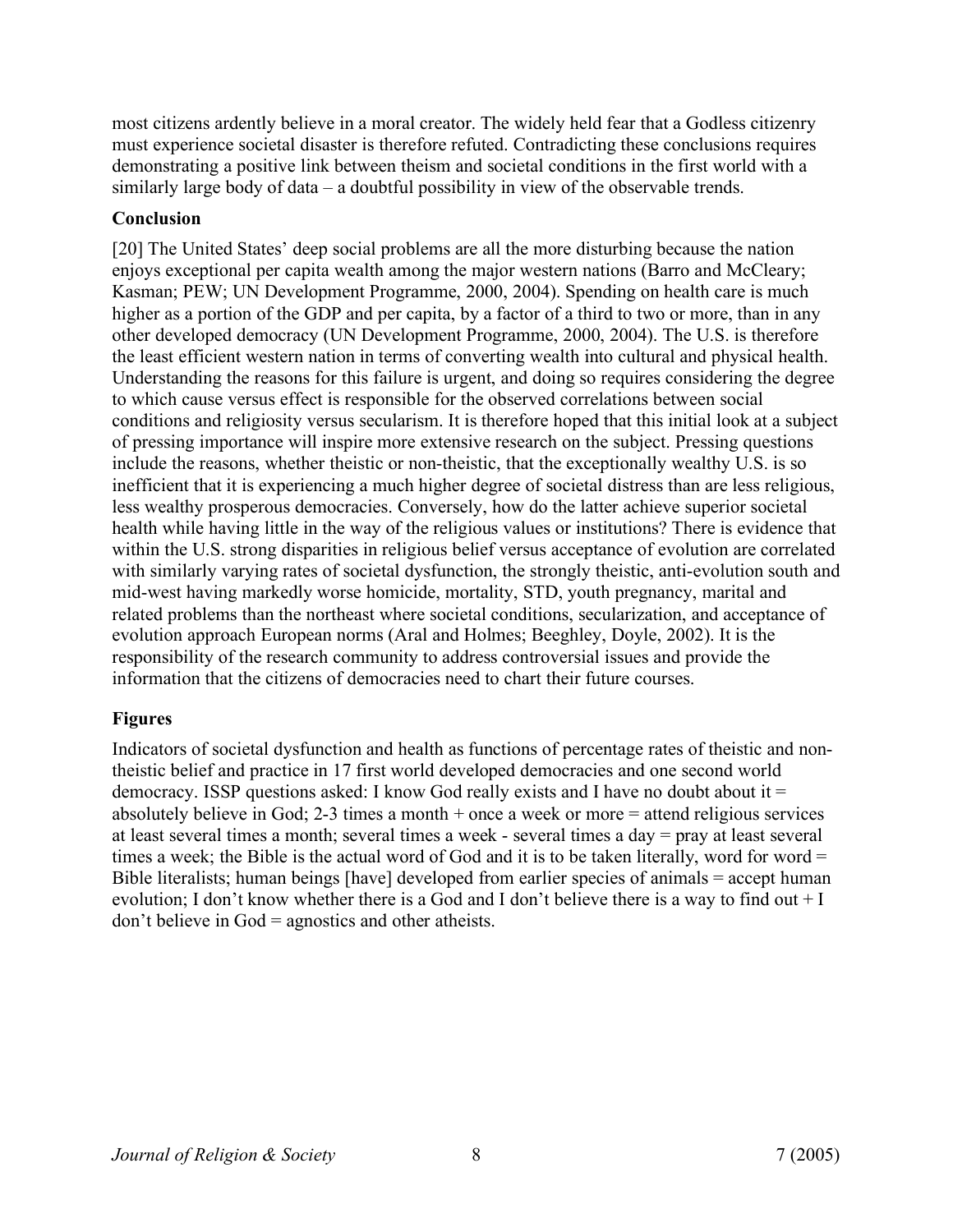most citizens ardently believe in a moral creator. The widely held fear that a Godless citizenry must experience societal disaster is therefore refuted. Contradicting these conclusions requires demonstrating a positive link between theism and societal conditions in the first world with a similarly large body of data – a doubtful possibility in view of the observable trends.

## Conclusion

[20] The United States' deep social problems are all the more disturbing because the nation enjoys exceptional per capita wealth among the major western nations (Barro and McCleary; Kasman; PEW; UN Development Programme, 2000, 2004). Spending on health care is much higher as a portion of the GDP and per capita, by a factor of a third to two or more, than in any other developed democracy (UN Development Programme, 2000, 2004). The U.S. is therefore the least efficient western nation in terms of converting wealth into cultural and physical health. Understanding the reasons for this failure is urgent, and doing so requires considering the degree to which cause versus effect is responsible for the observed correlations between social conditions and religiosity versus secularism. It is therefore hoped that this initial look at a subject of pressing importance will inspire more extensive research on the subject. Pressing questions include the reasons, whether theistic or non-theistic, that the exceptionally wealthy U.S. is so inefficient that it is experiencing a much higher degree of societal distress than are less religious, less wealthy prosperous democracies. Conversely, how do the latter achieve superior societal health while having little in the way of the religious values or institutions? There is evidence that within the U.S. strong disparities in religious belief versus acceptance of evolution are correlated with similarly varying rates of societal dysfunction, the strongly theistic, anti-evolution south and mid-west having markedly worse homicide, mortality, STD, youth pregnancy, marital and related problems than the northeast where societal conditions, secularization, and acceptance of evolution approach European norms (Aral and Holmes; Beeghley, Doyle, 2002). It is the responsibility of the research community to address controversial issues and provide the information that the citizens of democracies need to chart their future courses.

## Figures

Indicators of societal dysfunction and health as functions of percentage rates of theistic and non-theistic belief and practice in 17 first world developed democracies and one second world democracy. ISSP questions asked: I know God really exists and I have no doubt about it = absolutely believe in God; 2-3 times a month + once a week or more = attend religious services at least several times a month; several times a week - several times a day = pray at least several times a week; the Bible is the actual word of God and it is to be taken literally, word for word = Bible literalists; human beings [have] developed from earlier species of animals = accept human evolution; I don't know whether there is a God and I don't believe there is a way to find out + I don't believe in God = agnostics and other atheists.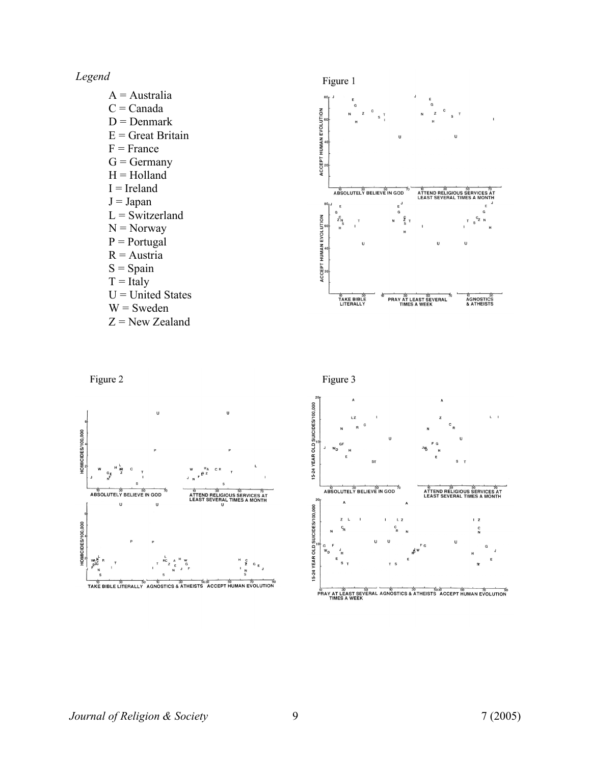*Legend*

- A = Australia
- C = Canada
- D = Denmark
- E = Great Britain
- F = France
- G = Germany
- H = Holland
- I = Ireland
- J = Japan
- L = Switzerland
- N = Norway
- P = Portugal
- R = Austria
- S = Spain
- T = Italy
- U = United States
- W = Sweden
- Z = New Zealand

Figure 1

Figure 2

Figure 3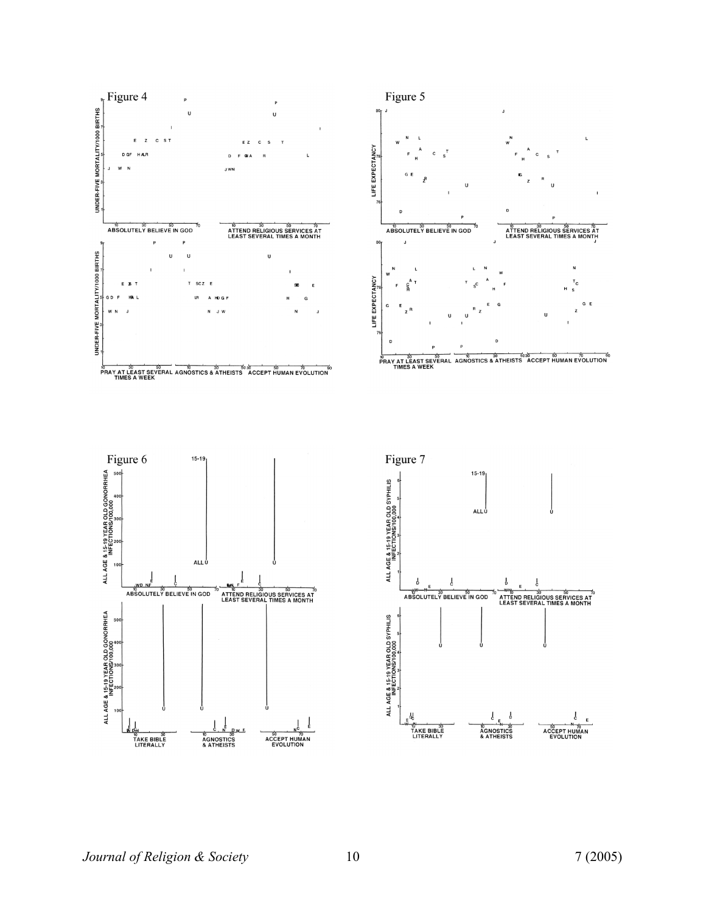Figure 4

Figure 5

Figure 6

Figure 7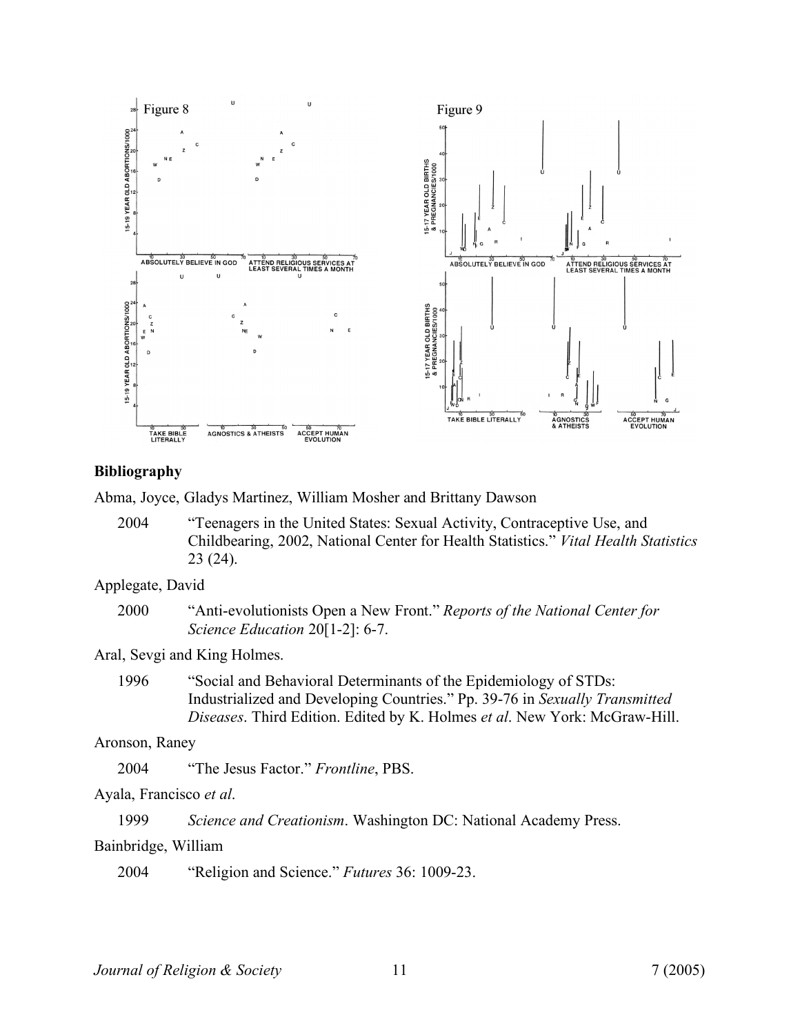Figure 8

Figure 9

## Bibliography

Abma, Joyce, Gladys Martinez, William Mosher and Brittany Dawson

2004 "Teenagers in the United States: Sexual Activity, Contraceptive Use, and Childbearing, 2002, National Center for Health Statistics." *Vital Health Statistics* 23 (24).

Applegate, David

2000 "Anti-evolutionists Open a New Front." *Reports of the National Center for Science Education* 20[1-2]: 6-7.

Aral, Sevgi and King Holmes.

1996 "Social and Behavioral Determinants of the Epidemiology of STDs: Industrialized and Developing Countries." Pp. 39-76 in *Sexually Transmitted Diseases*. Third Edition. Edited by K. Holmes *et al*. New York: McGraw-Hill.

Aronson, Raney

2004 "The Jesus Factor." *Frontline*, PBS.

Ayala, Francisco *et al*.

1999 *Science and Creationism*. Washington DC: National Academy Press.

Bainbridge, William

2004 "Religion and Science." *Futures* 36: 1009-23.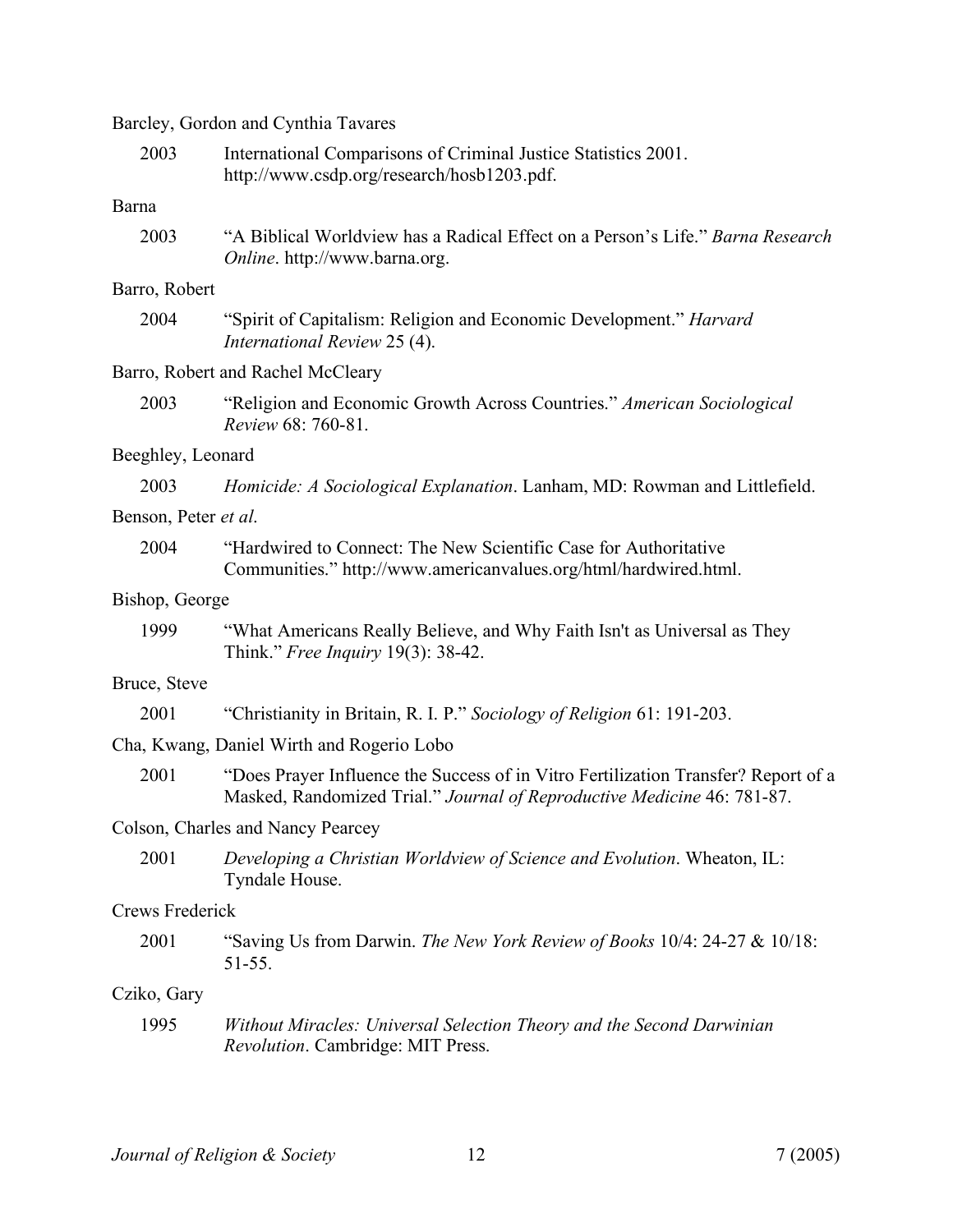Barcley, Gordon and Cynthia Tavares

2003 International Comparisons of Criminal Justice Statistics 2001. http://www.csdp.org/research/hosb1203.pdf.

Barna

2003 "A Biblical Worldview has a Radical Effect on a Person's Life." *Barna Research Online*. http://www.barna.org.

Barro, Robert

2004 "Spirit of Capitalism: Religion and Economic Development." *Harvard International Review* 25 (4).

Barro, Robert and Rachel McCleary

2003 "Religion and Economic Growth Across Countries." *American Sociological Review* 68: 760-81.

Beeghley, Leonard

2003 *Homicide: A Sociological Explanation*. Lanham, MD: Rowman and Littlefield.

Benson, Peter *et al*.

2004 "Hardwired to Connect: The New Scientific Case for Authoritative Communities." http://www.americanvalues.org/html/hardwired.html.

Bishop, George

1999 "What Americans Really Believe, and Why Faith Isn't as Universal as They Think." *Free Inquiry* 19(3): 38-42.

Bruce, Steve

2001 "Christianity in Britain, R. I. P." *Sociology of Religion* 61: 191-203.

Cha, Kwang, Daniel Wirth and Rogerio Lobo

2001 "Does Prayer Influence the Success of in Vitro Fertilization Transfer? Report of a Masked, Randomized Trial." *Journal of Reproductive Medicine* 46: 781-87.

Colson, Charles and Nancy Pearcey

2001 *Developing a Christian Worldview of Science and Evolution*. Wheaton, IL: Tyndale House.

Crews Frederick

2001 "Saving Us from Darwin. *The New York Review of Books* 10/4: 24-27 & 10/18: 51-55.

Cziko, Gary

1995 *Without Miracles: Universal Selection Theory and the Second Darwinian Revolution*. Cambridge: MIT Press.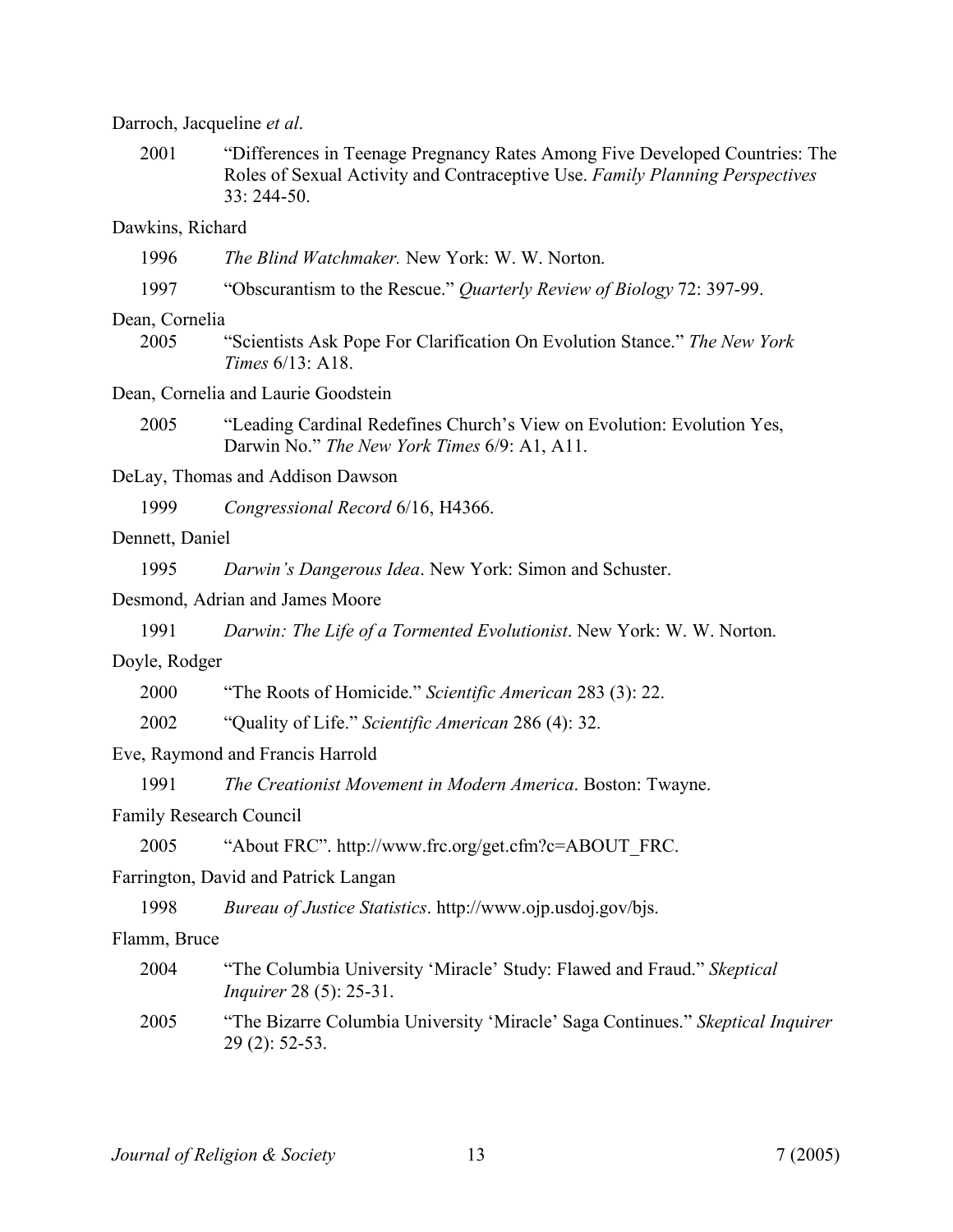Darroch, Jacqueline *et al*.

2001 "Differences in Teenage Pregnancy Rates Among Five Developed Countries: The Roles of Sexual Activity and Contraceptive Use. *Family Planning Perspectives* 33: 244-50.

Dawkins, Richard

1996 *The Blind Watchmaker.* New York: W. W. Norton.

1997 "Obscurantism to the Rescue." *Quarterly Review of Biology* 72: 397-99.

Dean, Cornelia

2005 "Scientists Ask Pope For Clarification On Evolution Stance." *The New York Times* 6/13: A18.

Dean, Cornelia and Laurie Goodstein

2005 "Leading Cardinal Redefines Church's View on Evolution: Evolution Yes, Darwin No." *The New York Times* 6/9: A1, A11.

DeLay, Thomas and Addison Dawson

1999 *Congressional Record* 6/16, H4366.

Dennett, Daniel

1995 *Darwin's Dangerous Idea*. New York: Simon and Schuster.

Desmond, Adrian and James Moore

1991 *Darwin: The Life of a Tormented Evolutionist*. New York: W. W. Norton.

Doyle, Rodger

2000 "The Roots of Homicide." *Scientific American* 283 (3): 22.

2002 "Quality of Life." *Scientific American* 286 (4): 32.

Eve, Raymond and Francis Harrold

1991 *The Creationist Movement in Modern America*. Boston: Twayne.

Family Research Council

2005 "About FRC". http://www.frc.org/get.cfm?c=ABOUT_FRC.

Farrington, David and Patrick Langan

1998 *Bureau of Justice Statistics*. http://www.ojp.usdoj.gov/bjs.

Flamm, Bruce

2004 "The Columbia University 'Miracle' Study: Flawed and Fraud." *Skeptical Inquirer* 28 (5): 25-31.

2005 "The Bizarre Columbia University 'Miracle' Saga Continues." *Skeptical Inquirer* 29 (2): 52-53.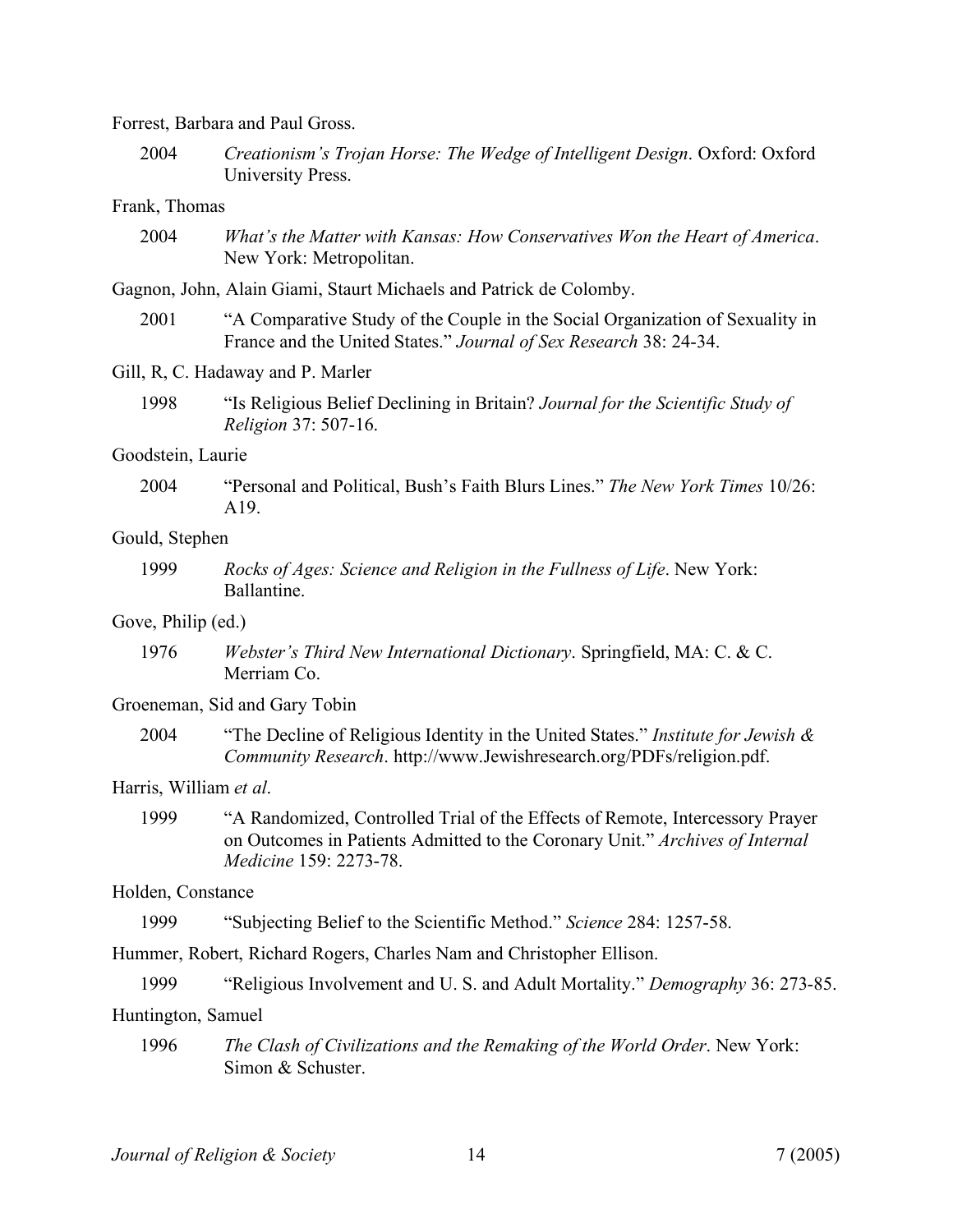Forrest, Barbara and Paul Gross.

2004 *Creationism's Trojan Horse: The Wedge of Intelligent Design*. Oxford: Oxford University Press.

Frank, Thomas

2004 *What's the Matter with Kansas: How Conservatives Won the Heart of America*. New York: Metropolitan.

Gagnon, John, Alain Giami, Staurt Michaels and Patrick de Colomby.

2001 "A Comparative Study of the Couple in the Social Organization of Sexuality in France and the United States." *Journal of Sex Research* 38: 24-34.

Gill, R, C. Hadaway and P. Marler

1998 "Is Religious Belief Declining in Britain? *Journal for the Scientific Study of Religion* 37: 507-16.

Goodstein, Laurie

2004 "Personal and Political, Bush's Faith Blurs Lines." *The New York Times* 10/26: A19.

Gould, Stephen

1999 *Rocks of Ages: Science and Religion in the Fullness of Life*. New York: Ballantine.

Gove, Philip (ed.)

1976 *Webster's Third New International Dictionary*. Springfield, MA: C. & C. Merriam Co.

Groeneman, Sid and Gary Tobin

2004 "The Decline of Religious Identity in the United States." *Institute for Jewish & Community Research*. http://www.Jewishresearch.org/PDFs/religion.pdf.

Harris, William *et al*.

1999 "A Randomized, Controlled Trial of the Effects of Remote, Intercessory Prayer on Outcomes in Patients Admitted to the Coronary Unit." *Archives of Internal Medicine* 159: 2273-78.

Holden, Constance

1999 "Subjecting Belief to the Scientific Method." *Science* 284: 1257-58.

Hummer, Robert, Richard Rogers, Charles Nam and Christopher Ellison.

1999 "Religious Involvement and U. S. and Adult Mortality." *Demography* 36: 273-85.

Huntington, Samuel

1996 *The Clash of Civilizations and the Remaking of the World Order*. New York: Simon & Schuster.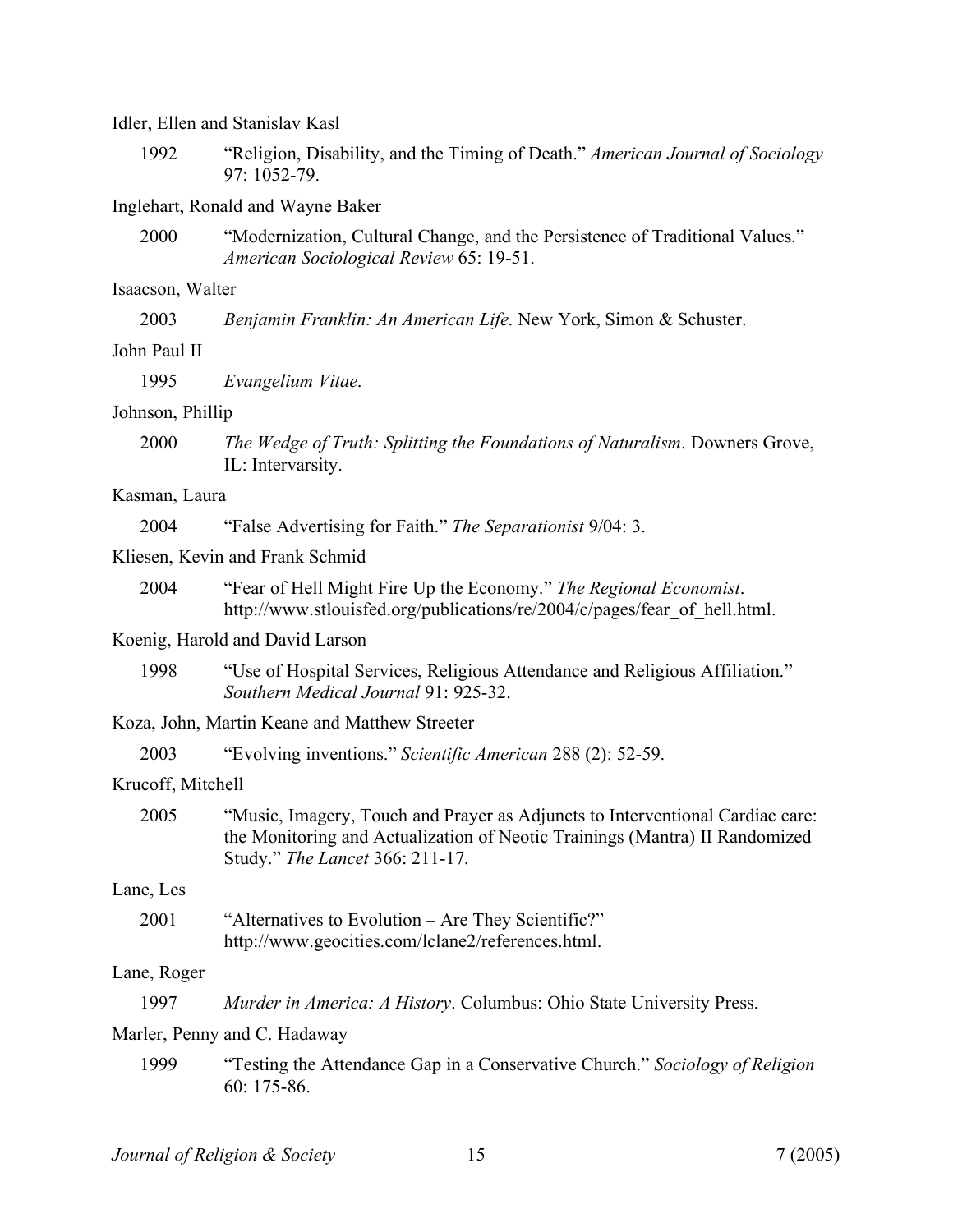Idler, Ellen and Stanislav Kasl

1992 "Religion, Disability, and the Timing of Death." *American Journal of Sociology* 97: 1052-79.

Inglehart, Ronald and Wayne Baker

2000 "Modernization, Cultural Change, and the Persistence of Traditional Values." *American Sociological Review* 65: 19-51.

Isaacson, Walter

2003 *Benjamin Franklin: An American Life*. New York, Simon & Schuster.

John Paul II

1995 *Evangelium Vitae*.

Johnson, Phillip

2000 *The Wedge of Truth: Splitting the Foundations of Naturalism*. Downers Grove, IL: Intervarsity.

Kasman, Laura

2004 "False Advertising for Faith." *The Separationist* 9/04: 3.

Kliesen, Kevin and Frank Schmid

2004 "Fear of Hell Might Fire Up the Economy." *The Regional Economist*. http://www.stlouisfed.org/publications/re/2004/c/pages/fear_of_hell.html.

Koenig, Harold and David Larson

1998 "Use of Hospital Services, Religious Attendance and Religious Affiliation." *Southern Medical Journal* 91: 925-32.

Koza, John, Martin Keane and Matthew Streeter

2003 "Evolving inventions." *Scientific American* 288 (2): 52-59.

Krucoff, Mitchell

2005 "Music, Imagery, Touch and Prayer as Adjuncts to Interventional Cardiac care: the Monitoring and Actualization of Neotic Trainings (Mantra) II Randomized Study." *The Lancet* 366: 211-17.

Lane, Les

2001 "Alternatives to Evolution – Are They Scientific?" http://www.geocities.com/lclane2/references.html.

Lane, Roger

1997 *Murder in America: A History*. Columbus: Ohio State University Press.

Marler, Penny and C. Hadaway

1999 "Testing the Attendance Gap in a Conservative Church." *Sociology of Religion* 60: 175-86.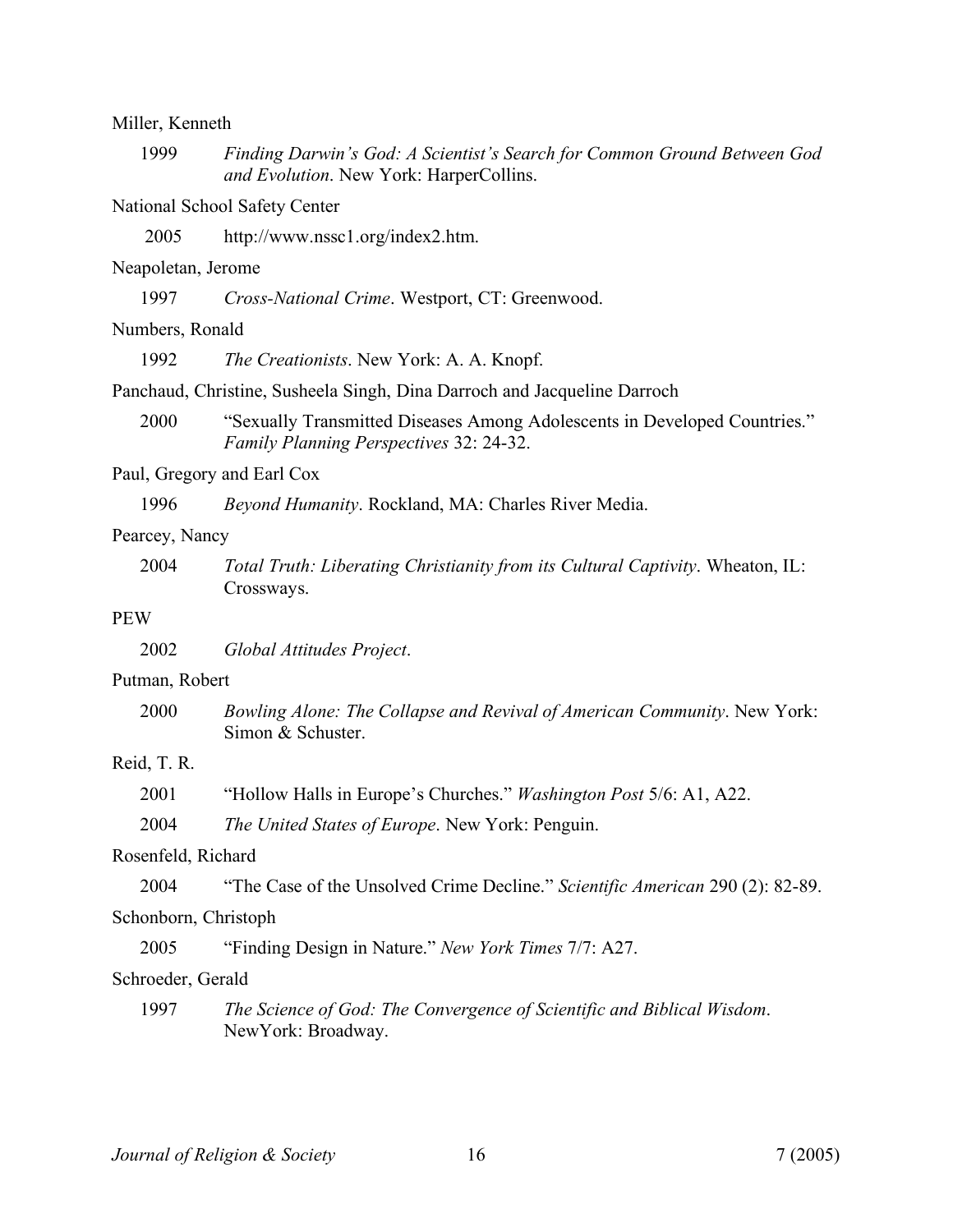Miller, Kenneth

1999 *Finding Darwin's God: A Scientist's Search for Common Ground Between God and Evolution*. New York: HarperCollins.

National School Safety Center

2005 http://www.nssc1.org/index2.htm.

Neapoletan, Jerome

1997 *Cross-National Crime*. Westport, CT: Greenwood.

Numbers, Ronald

1992 *The Creationists*. New York: A. A. Knopf.

Panchaud, Christine, Susheela Singh, Dina Darroch and Jacqueline Darroch

2000 "Sexually Transmitted Diseases Among Adolescents in Developed Countries." *Family Planning Perspectives* 32: 24-32.

Paul, Gregory and Earl Cox

1996 *Beyond Humanity*. Rockland, MA: Charles River Media.

Pearcey, Nancy

2004 *Total Truth: Liberating Christianity from its Cultural Captivity*. Wheaton, IL: Crossways.

PEW

2002 *Global Attitudes Project*.

Putman, Robert

2000 *Bowling Alone: The Collapse and Revival of American Community*. New York: Simon & Schuster.

Reid, T. R.

2001 "Hollow Halls in Europe's Churches." *Washington Post* 5/6: A1, A22.

2004 *The United States of Europe*. New York: Penguin.

Rosenfeld, Richard

2004 "The Case of the Unsolved Crime Decline." *Scientific American* 290 (2): 82-89.

Schonborn, Christoph

2005 "Finding Design in Nature." *New York Times* 7/7: A27.

Schroeder, Gerald

1997 *The Science of God: The Convergence of Scientific and Biblical Wisdom*. NewYork: Broadway.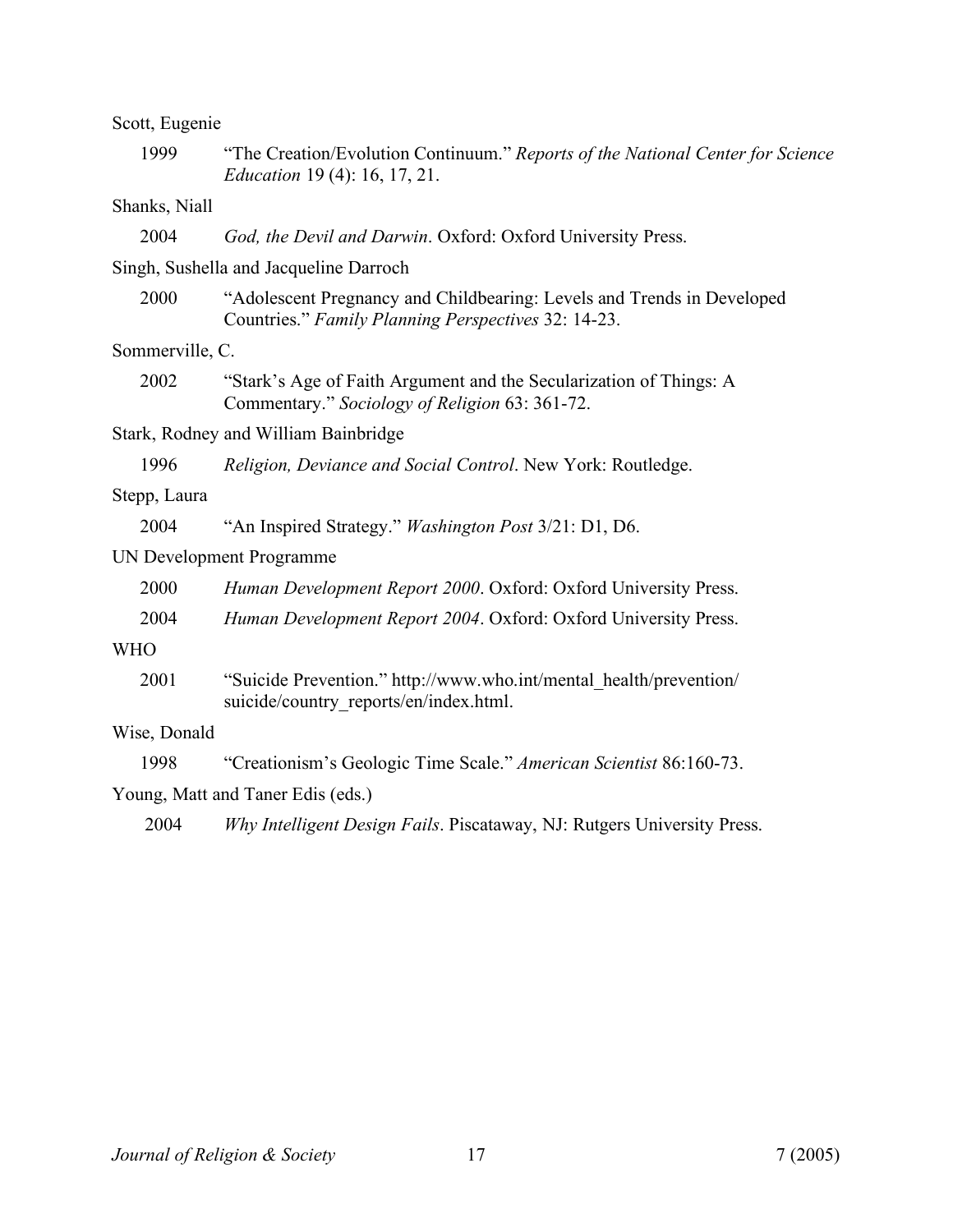Scott, Eugenie

1999 "The Creation/Evolution Continuum." *Reports of the National Center for Science Education* 19 (4): 16, 17, 21.

Shanks, Niall

2004 *God, the Devil and Darwin*. Oxford: Oxford University Press.

Singh, Sushella and Jacqueline Darroch

2000 "Adolescent Pregnancy and Childbearing: Levels and Trends in Developed Countries." *Family Planning Perspectives* 32: 14-23.

Sommerville, C.

2002 "Stark's Age of Faith Argument and the Secularization of Things: A Commentary." *Sociology of Religion* 63: 361-72.

Stark, Rodney and William Bainbridge

1996 *Religion, Deviance and Social Control*. New York: Routledge.

Stepp, Laura

2004 "An Inspired Strategy." *Washington Post* 3/21: D1, D6.

UN Development Programme

2000 *Human Development Report 2000*. Oxford: Oxford University Press.

2004 *Human Development Report 2004*. Oxford: Oxford University Press.

WHO

2001 "Suicide Prevention." http://www.who.int/mental_health/prevention/suicide/country_reports/en/index.html.

Wise, Donald

1998 "Creationism's Geologic Time Scale." *American Scientist* 86:160-73.

Young, Matt and Taner Edis (eds.)

2004 *Why Intelligent Design Fails*. Piscataway, NJ: Rutgers University Press.